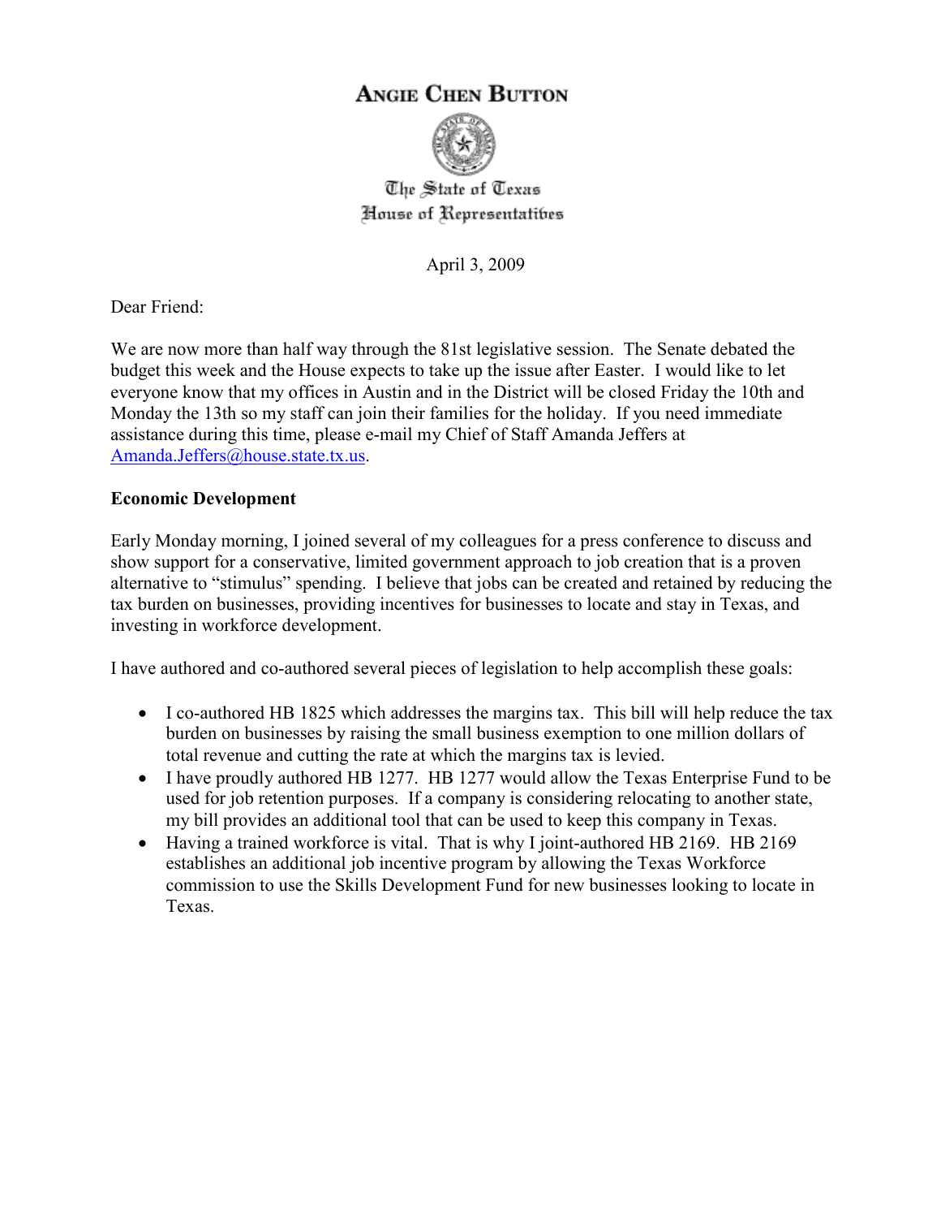# Angie Chen Button

The State of Texas
House of Representatives

April 3, 2009

Dear Friend:

We are now more than half way through the 81st legislative session. The Senate debated the budget this week and the House expects to take up the issue after Easter. I would like to let everyone know that my offices in Austin and in the District will be closed Friday the 10th and Monday the 13th so my staff can join their families for the holiday. If you need immediate assistance during this time, please e-mail my Chief of Staff Amanda Jeffers at Amanda.Jeffers@house.state.tx.us.

**Economic Development**

Early Monday morning, I joined several of my colleagues for a press conference to discuss and show support for a conservative, limited government approach to job creation that is a proven alternative to "stimulus" spending. I believe that jobs can be created and retained by reducing the tax burden on businesses, providing incentives for businesses to locate and stay in Texas, and investing in workforce development.

I have authored and co-authored several pieces of legislation to help accomplish these goals:

- I co-authored HB 1825 which addresses the margins tax. This bill will help reduce the tax burden on businesses by raising the small business exemption to one million dollars of total revenue and cutting the rate at which the margins tax is levied.
- I have proudly authored HB 1277. HB 1277 would allow the Texas Enterprise Fund to be used for job retention purposes. If a company is considering relocating to another state, my bill provides an additional tool that can be used to keep this company in Texas.
- Having a trained workforce is vital. That is why I joint-authored HB 2169. HB 2169 establishes an additional job incentive program by allowing the Texas Workforce commission to use the Skills Development Fund for new businesses looking to locate in Texas.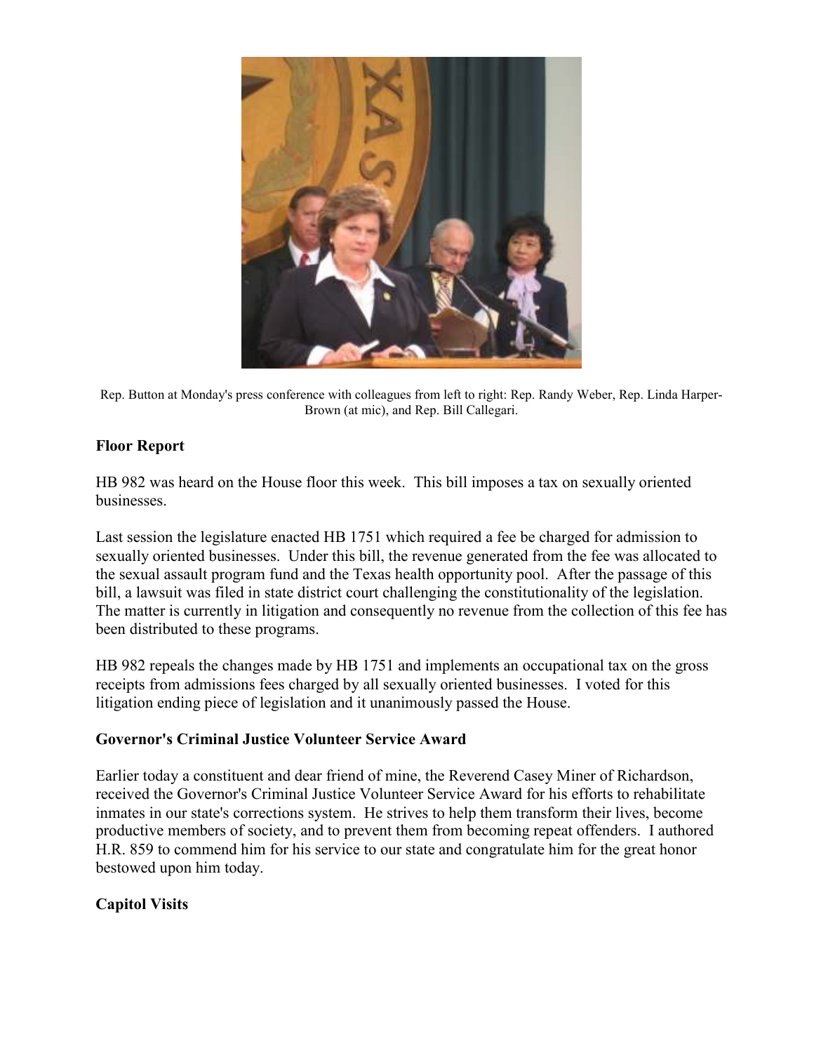Rep. Button at Monday's press conference with colleagues from left to right: Rep. Randy Weber, Rep. Linda Harper-Brown (at mic), and Rep. Bill Callegari.

**Floor Report**

HB 982 was heard on the House floor this week. This bill imposes a tax on sexually oriented businesses.

Last session the legislature enacted HB 1751 which required a fee be charged for admission to sexually oriented businesses. Under this bill, the revenue generated from the fee was allocated to the sexual assault program fund and the Texas health opportunity pool. After the passage of this bill, a lawsuit was filed in state district court challenging the constitutionality of the legislation. The matter is currently in litigation and consequently no revenue from the collection of this fee has been distributed to these programs.

HB 982 repeals the changes made by HB 1751 and implements an occupational tax on the gross receipts from admissions fees charged by all sexually oriented businesses. I voted for this litigation ending piece of legislation and it unanimously passed the House.

**Governor's Criminal Justice Volunteer Service Award**

Earlier today a constituent and dear friend of mine, the Reverend Casey Miner of Richardson, received the Governor's Criminal Justice Volunteer Service Award for his efforts to rehabilitate inmates in our state's corrections system. He strives to help them transform their lives, become productive members of society, and to prevent them from becoming repeat offenders. I authored H.R. 859 to commend him for his service to our state and congratulate him for the great honor bestowed upon him today.

**Capitol Visits**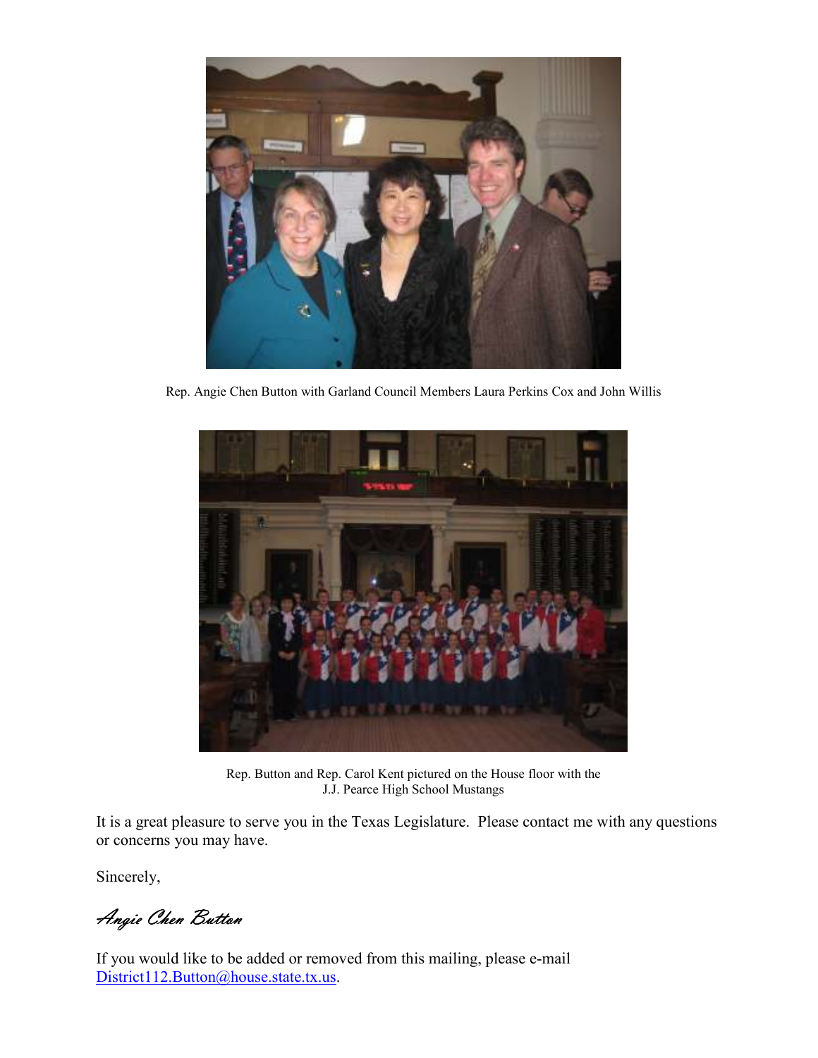Rep. Angie Chen Button with Garland Council Members Laura Perkins Cox and John Willis

Rep. Button and Rep. Carol Kent pictured on the House floor with the J.J. Pearce High School Mustangs

It is a great pleasure to serve you in the Texas Legislature. Please contact me with any questions or concerns you may have.

Sincerely,

*Angie Chen Button*

If you would like to be added or removed from this mailing, please e-mail District112.Button@house.state.tx.us.